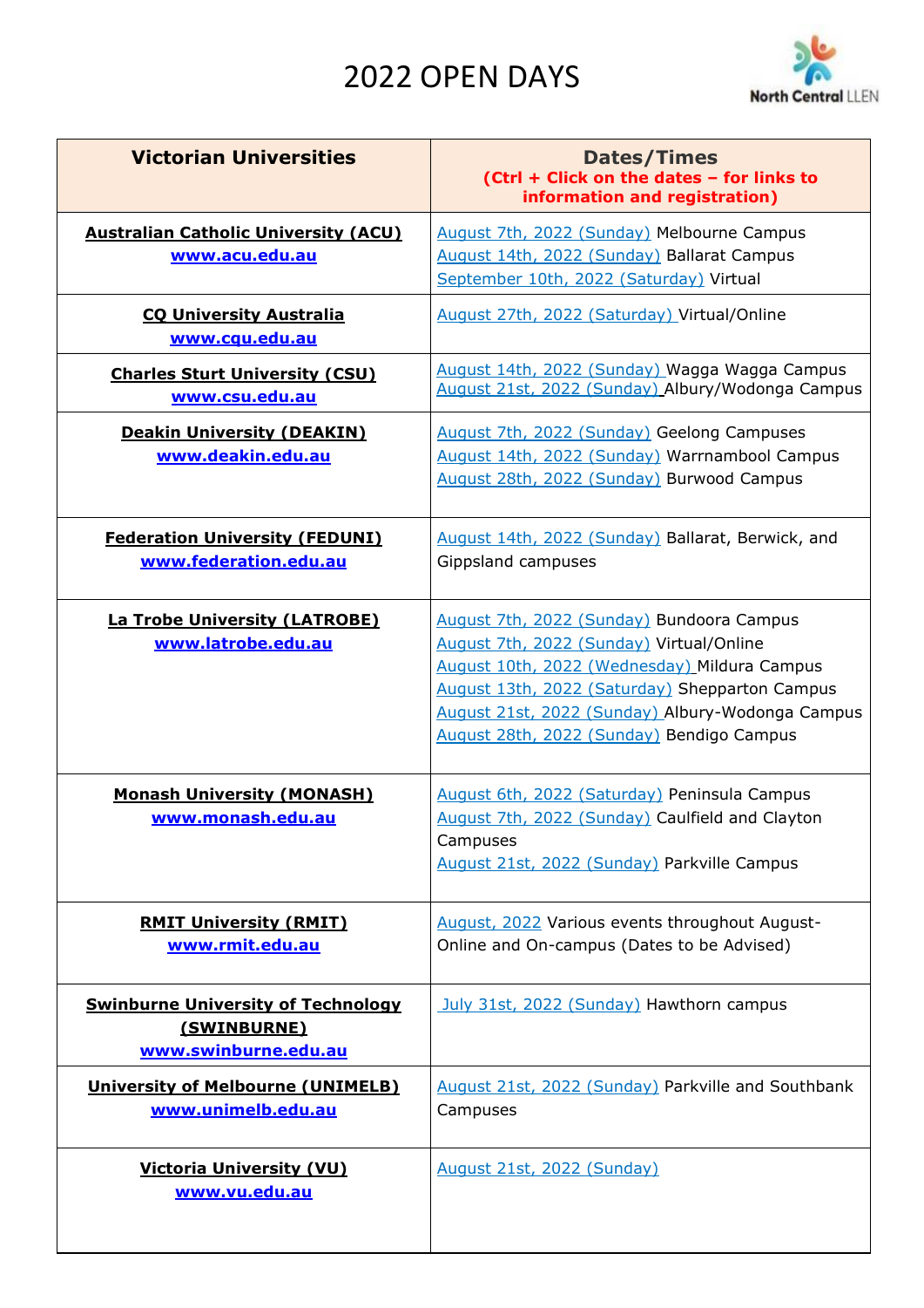# 2022 OPEN DAYS

North Central LLEN

| Victorian Universities | Dates/Times (Ctrl + Click on the dates – for links to information and registration) |
|---|---|
| **Australian Catholic University (ACU)** www.acu.edu.au | August 7th, 2022 (Sunday) Melbourne Campus<br>August 14th, 2022 (Sunday) Ballarat Campus<br>September 10th, 2022 (Saturday) Virtual |
| **CQ University Australia** www.cqu.edu.au | August 27th, 2022 (Saturday) Virtual/Online |
| **Charles Sturt University (CSU)** www.csu.edu.au | August 14th, 2022 (Sunday) Wagga Wagga Campus<br>August 21st, 2022 (Sunday) Albury/Wodonga Campus |
| **Deakin University (DEAKIN)** www.deakin.edu.au | August 7th, 2022 (Sunday) Geelong Campuses<br>August 14th, 2022 (Sunday) Warrnambool Campus<br>August 28th, 2022 (Sunday) Burwood Campus |
| **Federation University (FEDUNI)** www.federation.edu.au | August 14th, 2022 (Sunday) Ballarat, Berwick, and Gippsland campuses |
| **La Trobe University (LATROBE)** www.latrobe.edu.au | August 7th, 2022 (Sunday) Bundoora Campus<br>August 7th, 2022 (Sunday) Virtual/Online<br>August 10th, 2022 (Wednesday) Mildura Campus<br>August 13th, 2022 (Saturday) Shepparton Campus<br>August 21st, 2022 (Sunday) Albury-Wodonga Campus<br>August 28th, 2022 (Sunday) Bendigo Campus |
| **Monash University (MONASH)** www.monash.edu.au | August 6th, 2022 (Saturday) Peninsula Campus<br>August 7th, 2022 (Sunday) Caulfield and Clayton Campuses<br>August 21st, 2022 (Sunday) Parkville Campus |
| **RMIT University (RMIT)** www.rmit.edu.au | August, 2022 Various events throughout August- Online and On-campus (Dates to be Advised) |
| **Swinburne University of Technology (SWINBURNE)** www.swinburne.edu.au | July 31st, 2022 (Sunday) Hawthorn campus |
| **University of Melbourne (UNIMELB)** www.unimelb.edu.au | August 21st, 2022 (Sunday) Parkville and Southbank Campuses |
| **Victoria University (VU)** www.vu.edu.au | August 21st, 2022 (Sunday) |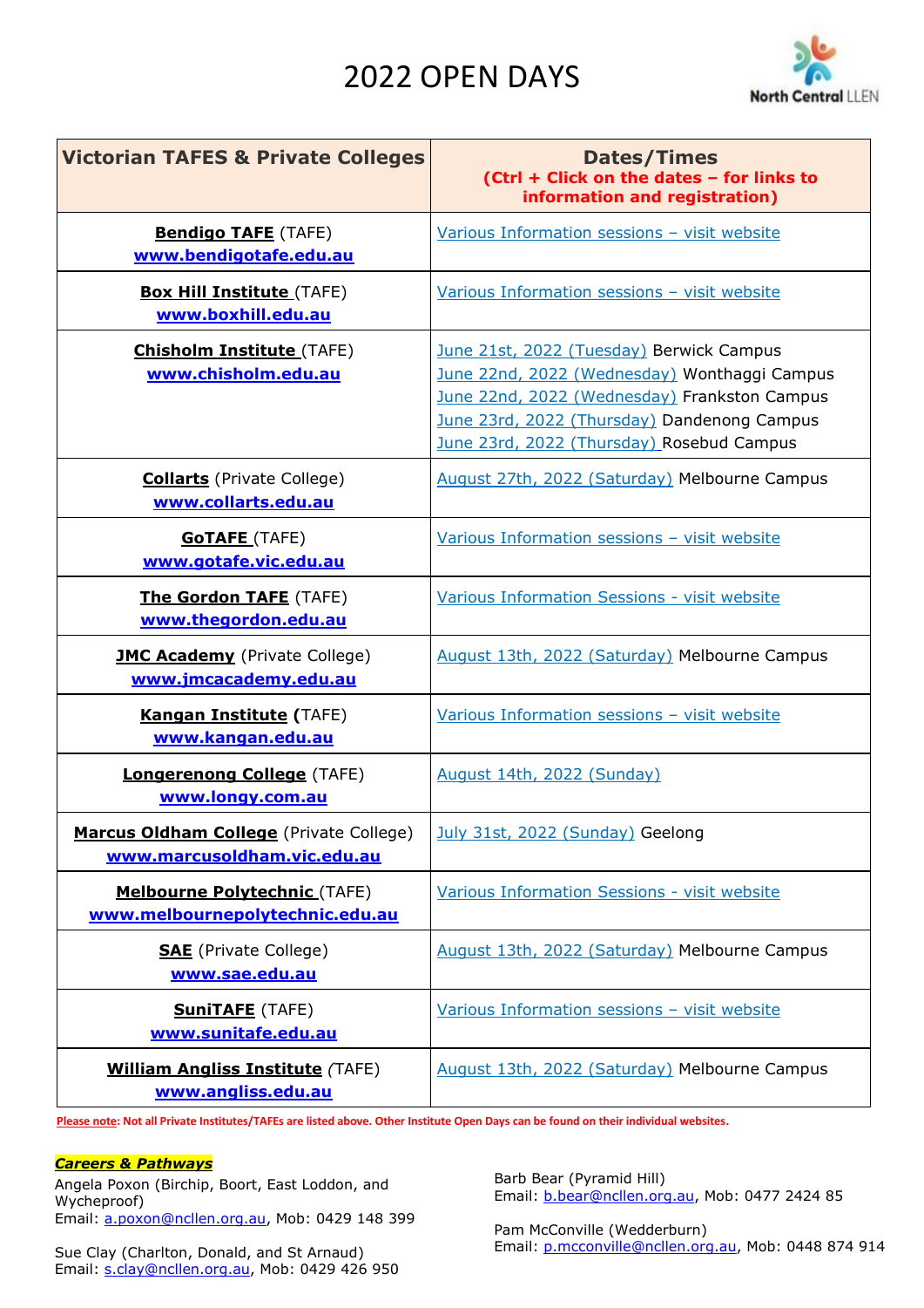# 2022 OPEN DAYS

North Central LLEN

| Victorian TAFES & Private Colleges | Dates/Times (Ctrl + Click on the dates – for links to information and registration) |
|---|---|
| **Bendigo TAFE** (TAFE) **www.bendigotafe.edu.au** | Various Information sessions – visit website |
| **Box Hill Institute** (TAFE) **www.boxhill.edu.au** | Various Information sessions – visit website |
| **Chisholm Institute** (TAFE) **www.chisholm.edu.au** | June 21st, 2022 (Tuesday) Berwick Campus<br>June 22nd, 2022 (Wednesday) Wonthaggi Campus<br>June 22nd, 2022 (Wednesday) Frankston Campus<br>June 23rd, 2022 (Thursday) Dandenong Campus<br>June 23rd, 2022 (Thursday) Rosebud Campus |
| **Collarts** (Private College) **www.collarts.edu.au** | August 27th, 2022 (Saturday) Melbourne Campus |
| **GoTAFE** (TAFE) **www.gotafe.vic.edu.au** | Various Information sessions – visit website |
| **The Gordon TAFE** (TAFE) **www.thegordon.edu.au** | Various Information Sessions - visit website |
| **JMC Academy** (Private College) **www.jmcacademy.edu.au** | August 13th, 2022 (Saturday) Melbourne Campus |
| **Kangan Institute** (TAFE) **www.kangan.edu.au** | Various Information sessions – visit website |
| **Longerenong College** (TAFE) **www.longy.com.au** | August 14th, 2022 (Sunday) |
| **Marcus Oldham College** (Private College) **www.marcusoldham.vic.edu.au** | July 31st, 2022 (Sunday) Geelong |
| **Melbourne Polytechnic** (TAFE) **www.melbournepolytechnic.edu.au** | Various Information Sessions - visit website |
| **SAE** (Private College) **www.sae.edu.au** | August 13th, 2022 (Saturday) Melbourne Campus |
| **SuniTAFE** (TAFE) **www.sunitafe.edu.au** | Various Information sessions – visit website |
| **William Angliss Institute** (TAFE) **www.angliss.edu.au** | August 13th, 2022 (Saturday) Melbourne Campus |

**Please note: Not all Private Institutes/TAFEs are listed above. Other Institute Open Days can be found on their individual websites.**

***Careers & Pathways***

Angela Poxon (Birchip, Boort, East Loddon, and Wycheproof)
Email: a.poxon@ncllen.org.au, Mob: 0429 148 399

Sue Clay (Charlton, Donald, and St Arnaud)
Email: s.clay@ncllen.org.au, Mob: 0429 426 950

Barb Bear (Pyramid Hill)
Email: b.bear@ncllen.org.au, Mob: 0477 2424 85

Pam McConville (Wedderburn)
Email: p.mcconville@ncllen.org.au, Mob: 0448 874 914